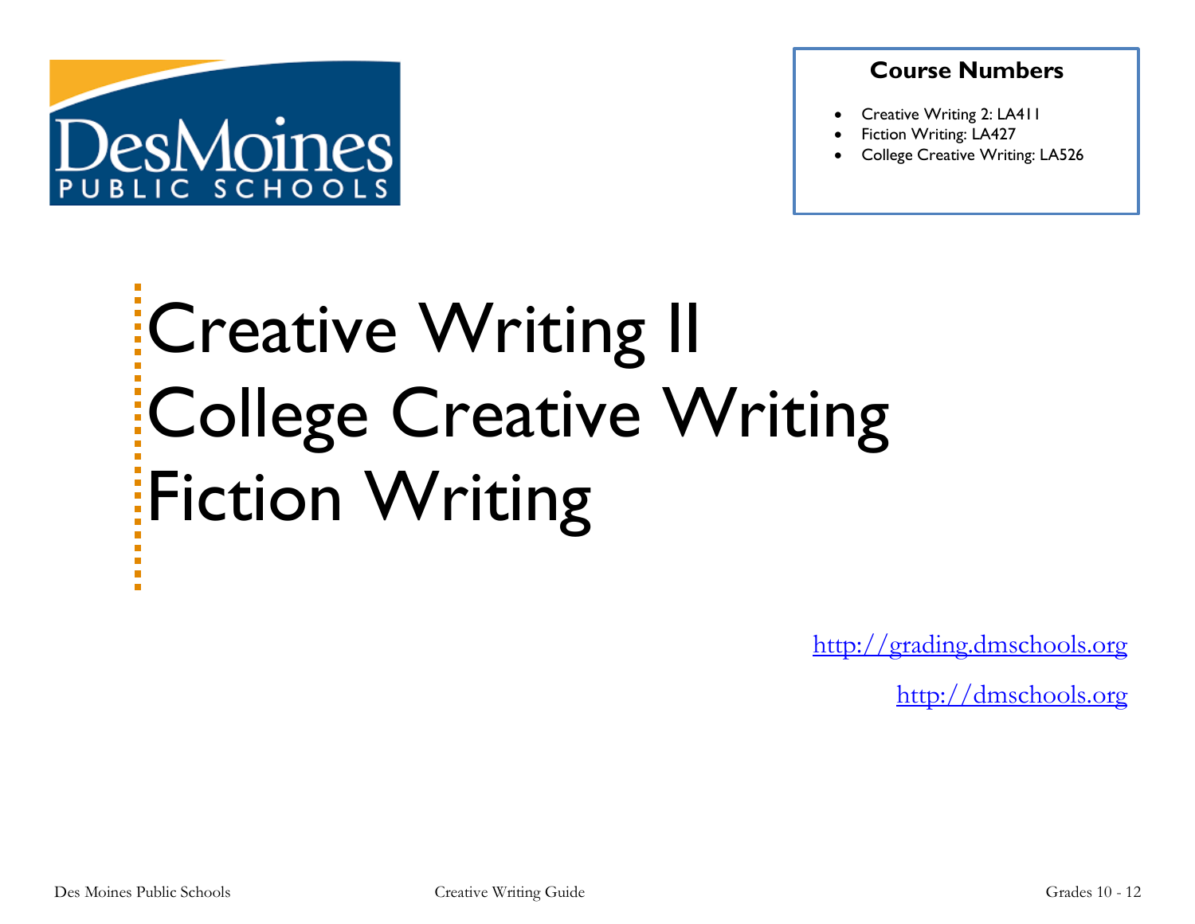Des Moines PUBLIC SCHOOLS

**Course Numbers**

- Creative Writing 2: LA411
- Fiction Writing: LA427
- College Creative Writing: LA526

# Creative Writing II
# College Creative Writing
# Fiction Writing

http://grading.dmschools.org

http://dmschools.org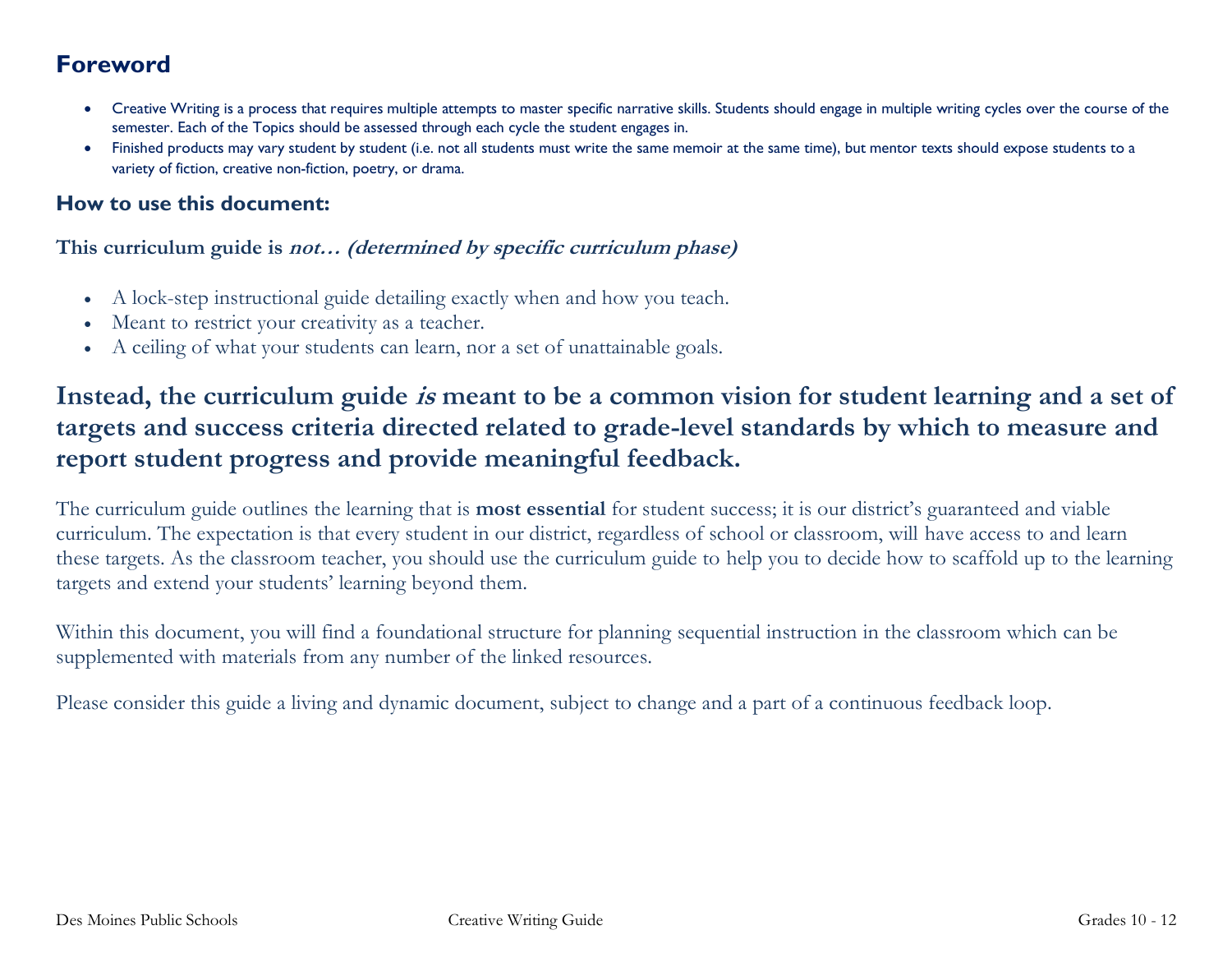## Foreword

- Creative Writing is a process that requires multiple attempts to master specific narrative skills. Students should engage in multiple writing cycles over the course of the semester. Each of the Topics should be assessed through each cycle the student engages in.
- Finished products may vary student by student (i.e. not all students must write the same memoir at the same time), but mentor texts should expose students to a variety of fiction, creative non-fiction, poetry, or drama.

### How to use this document:

**This curriculum guide is *not… (determined by specific curriculum phase)***

- A lock-step instructional guide detailing exactly when and how you teach.
- Meant to restrict your creativity as a teacher.
- A ceiling of what your students can learn, nor a set of unattainable goals.

## Instead, the curriculum guide *is* meant to be a common vision for student learning and a set of targets and success criteria directed related to grade-level standards by which to measure and report student progress and provide meaningful feedback.

The curriculum guide outlines the learning that is **most essential** for student success; it is our district's guaranteed and viable curriculum. The expectation is that every student in our district, regardless of school or classroom, will have access to and learn these targets. As the classroom teacher, you should use the curriculum guide to help you to decide how to scaffold up to the learning targets and extend your students' learning beyond them.

Within this document, you will find a foundational structure for planning sequential instruction in the classroom which can be supplemented with materials from any number of the linked resources.

Please consider this guide a living and dynamic document, subject to change and a part of a continuous feedback loop.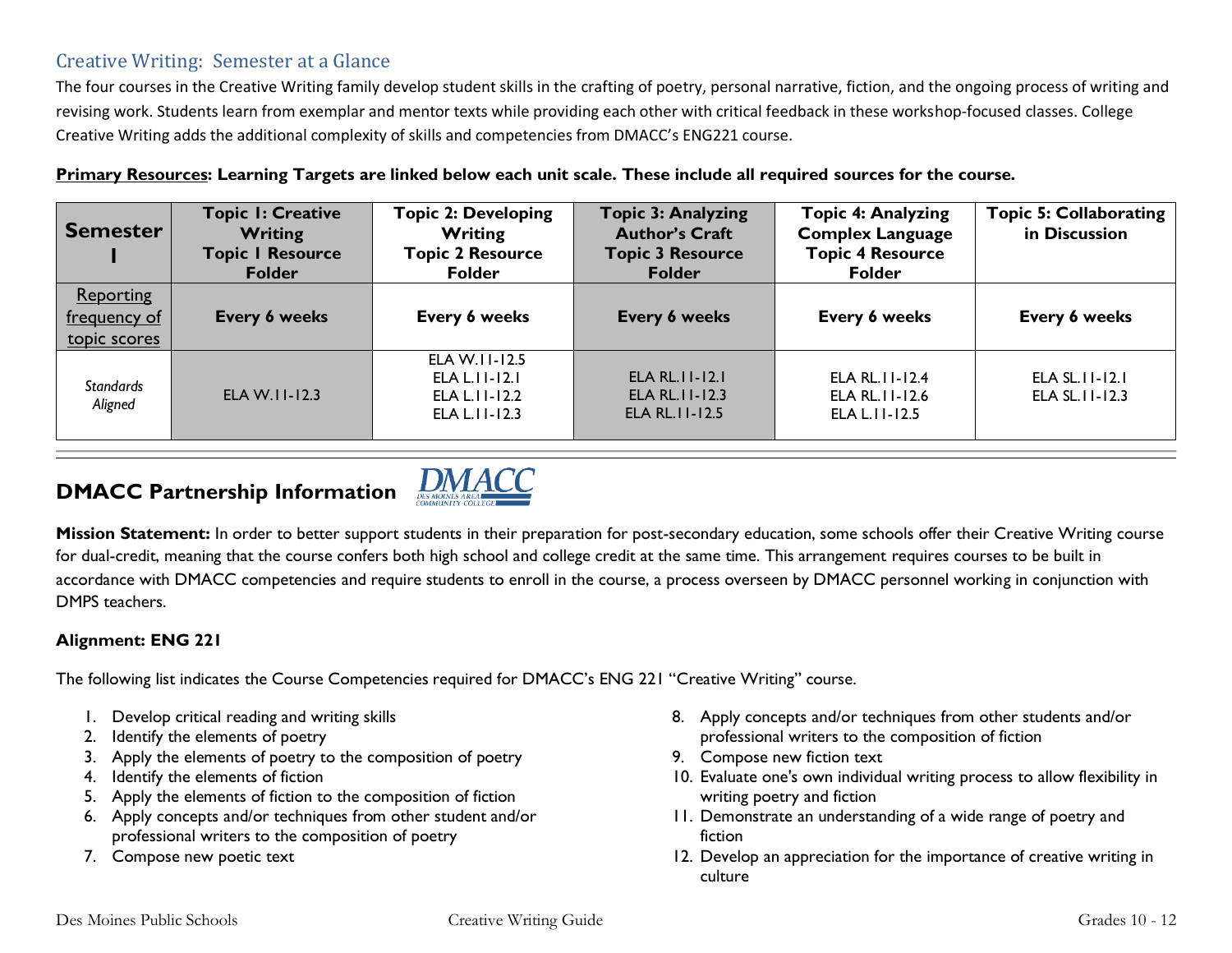## Creative Writing: Semester at a Glance

The four courses in the Creative Writing family develop student skills in the crafting of poetry, personal narrative, fiction, and the ongoing process of writing and revising work. Students learn from exemplar and mentor texts while providing each other with critical feedback in these workshop-focused classes. College Creative Writing adds the additional complexity of skills and competencies from DMACC's ENG221 course.

**Primary Resources: Learning Targets are linked below each unit scale. These include all required sources for the course.**

| Semester I | Topic 1: Creative Writing Topic 1 Resource Folder | Topic 2: Developing Writing Topic 2 Resource Folder | Topic 3: Analyzing Author's Craft Topic 3 Resource Folder | Topic 4: Analyzing Complex Language Topic 4 Resource Folder | Topic 5: Collaborating in Discussion |
|---|---|---|---|---|---|
| Reporting frequency of topic scores | Every 6 weeks | Every 6 weeks | Every 6 weeks | Every 6 weeks | Every 6 weeks |
| *Standards Aligned* | ELA W.11-12.3 | ELA W.11-12.5<br>ELA L.11-12.1<br>ELA L.11-12.2<br>ELA L.11-12.3 | ELA RL.11-12.1<br>ELA RL.11-12.3<br>ELA RL.11-12.5 | ELA RL.11-12.4<br>ELA RL.11-12.6<br>ELA L.11-12.5 | ELA SL.11-12.1<br>ELA SL.11-12.3 |

## DMACC Partnership Information

**Mission Statement:** In order to better support students in their preparation for post-secondary education, some schools offer their Creative Writing course for dual-credit, meaning that the course confers both high school and college credit at the same time. This arrangement requires courses to be built in accordance with DMACC competencies and require students to enroll in the course, a process overseen by DMACC personnel working in conjunction with DMPS teachers.

**Alignment: ENG 221**

The following list indicates the Course Competencies required for DMACC's ENG 221 "Creative Writing" course.

1. Develop critical reading and writing skills
2. Identify the elements of poetry
3. Apply the elements of poetry to the composition of poetry
4. Identify the elements of fiction
5. Apply the elements of fiction to the composition of fiction
6. Apply concepts and/or techniques from other student and/or professional writers to the composition of poetry
7. Compose new poetic text
8. Apply concepts and/or techniques from other students and/or professional writers to the composition of fiction
9. Compose new fiction text
10. Evaluate one's own individual writing process to allow flexibility in writing poetry and fiction
11. Demonstrate an understanding of a wide range of poetry and fiction
12. Develop an appreciation for the importance of creative writing in culture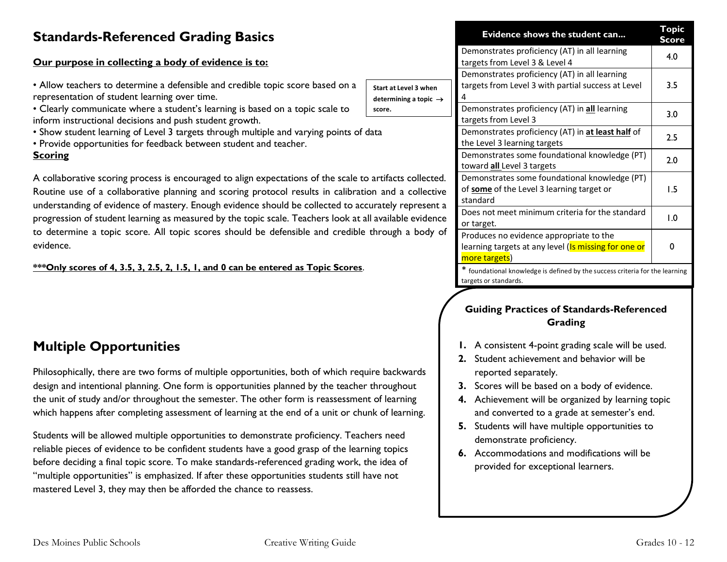## Standards-Referenced Grading Basics

**Our purpose in collecting a body of evidence is to:**

- Allow teachers to determine a defensible and credible topic score based on a representation of student learning over time.
- Clearly communicate where a student's learning is based on a topic scale to inform instructional decisions and push student growth.
- Show student learning of Level 3 targets through multiple and varying points of data
- Provide opportunities for feedback between student and teacher.

**Scoring**

A collaborative scoring process is encouraged to align expectations of the scale to artifacts collected. Routine use of a collaborative planning and scoring protocol results in calibration and a collective understanding of evidence of mastery. Enough evidence should be collected to accurately represent a progression of student learning as measured by the topic scale. Teachers look at all available evidence to determine a topic score. All topic scores should be defensible and credible through a body of evidence.

**\*\*\*Only scores of 4, 3.5, 3, 2.5, 2, 1.5, 1, and 0 can be entered as Topic Scores**.

**Start at Level 3 when determining a topic → score.**

| Evidence shows the student can... | Topic Score |
|---|---|
| Demonstrates proficiency (AT) in all learning targets from Level 3 & Level 4 | 4.0 |
| Demonstrates proficiency (AT) in all learning targets from Level 3 with partial success at Level 4 | 3.5 |
| Demonstrates proficiency (AT) in **all** learning targets from Level 3 | 3.0 |
| Demonstrates proficiency (AT) in **at least half** of the Level 3 learning targets | 2.5 |
| Demonstrates some foundational knowledge (PT) toward **all** Level 3 targets | 2.0 |
| Demonstrates some foundational knowledge (PT) of **some** of the Level 3 learning target or standard | 1.5 |
| Does not meet minimum criteria for the standard or target. | 1.0 |
| Produces no evidence appropriate to the learning targets at any level (Is missing for one or more targets) | 0 |

\* foundational knowledge is defined by the success criteria for the learning targets or standards.

## Multiple Opportunities

Philosophically, there are two forms of multiple opportunities, both of which require backwards design and intentional planning. One form is opportunities planned by the teacher throughout the unit of study and/or throughout the semester. The other form is reassessment of learning which happens after completing assessment of learning at the end of a unit or chunk of learning.

Students will be allowed multiple opportunities to demonstrate proficiency. Teachers need reliable pieces of evidence to be confident students have a good grasp of the learning topics before deciding a final topic score. To make standards-referenced grading work, the idea of "multiple opportunities" is emphasized. If after these opportunities students still have not mastered Level 3, they may then be afforded the chance to reassess.

### Guiding Practices of Standards-Referenced Grading

1. A consistent 4-point grading scale will be used.
2. Student achievement and behavior will be reported separately.
3. Scores will be based on a body of evidence.
4. Achievement will be organized by learning topic and converted to a grade at semester's end.
5. Students will have multiple opportunities to demonstrate proficiency.
6. Accommodations and modifications will be provided for exceptional learners.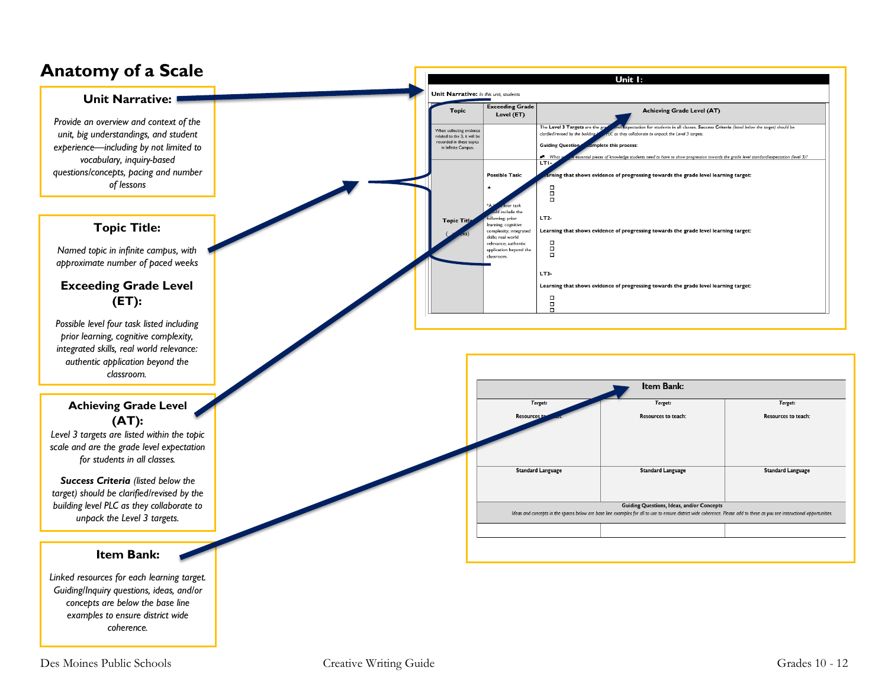# Anatomy of a Scale

### Unit Narrative:

*Provide an overview and context of the unit, big understandings, and student experience—including by not limited to vocabulary, inquiry-based questions/concepts, pacing and number of lessons*

### Topic Title:

*Named topic in infinite campus, with approximate number of paced weeks*

### Exceeding Grade Level (ET):

*Possible level four task listed including prior learning, cognitive complexity, integrated skills, real world relevance: authentic application beyond the classroom.*

### Achieving Grade Level (AT):

*Level 3 targets are listed within the topic scale and are the grade level expectation for students in all classes.*

***Success Criteria*** *(listed below the target) should be clarified/revised by the building level PLC as they collaborate to unpack the Level 3 targets.*

### Item Bank:

*Linked resources for each learning target. Guiding/Inquiry questions, ideas, and/or concepts are below the base line examples to ensure district wide coherence.*

| Unit 1: | | |
|---|---|---|
| **Unit Narrative:** *In this unit, students* | | |
| **Topic** | **Exceeding Grade Level (ET)** | **Achieving Grade Level (AT)** |
| When collecting evidence related to the 3, it will be recorded in these topics in Infinite Campus. | | The **Level 3 Targets** are the grade level expectation for students in all classes. ***Success Criteria*** *(listed below the target) should be clarified/revised by the building level PLC as they collaborate to unpack the Level 3 targets.*<br>**Guiding Questions to complete this process:**<br>• *What are the essential pieces of knowledge students need to have to show progression towards the grade level standard/expectation (level 3)?* |
| **Topic Title** ( weeks) | **Possible Task:**<br>*<br>*A level four task should include the following: prior learning; cognitive complexity; integrated skills; real world relevance; authentic application beyond the classroom. | **LT1-**<br>**Learning that shows evidence of progressing towards the grade level learning target:**<br>☐<br>☐<br>☐<br>**LT2-**<br>**Learning that shows evidence of progressing towards the grade level learning target:**<br>☐<br>☐<br>☐<br>**LT3-**<br>**Learning that shows evidence of progressing towards the grade level learning target:**<br>☐<br>☐<br>☐ |

| Item Bank: | | |
|---|---|---|
| *Target:*<br>**Resources to teach:** | *Target:*<br>**Resources to teach:** | *Target:*<br>**Resources to teach:** |
| **Standard Language** | **Standard Language** | **Standard Language** |
| **Guiding Questions, Ideas, and/or Concepts**<br>*Ideas and concepts in the spaces below are base line examples for all to use to ensure district wide coherence. Please add to these as you see instructional opportunities.* | | |
| | | |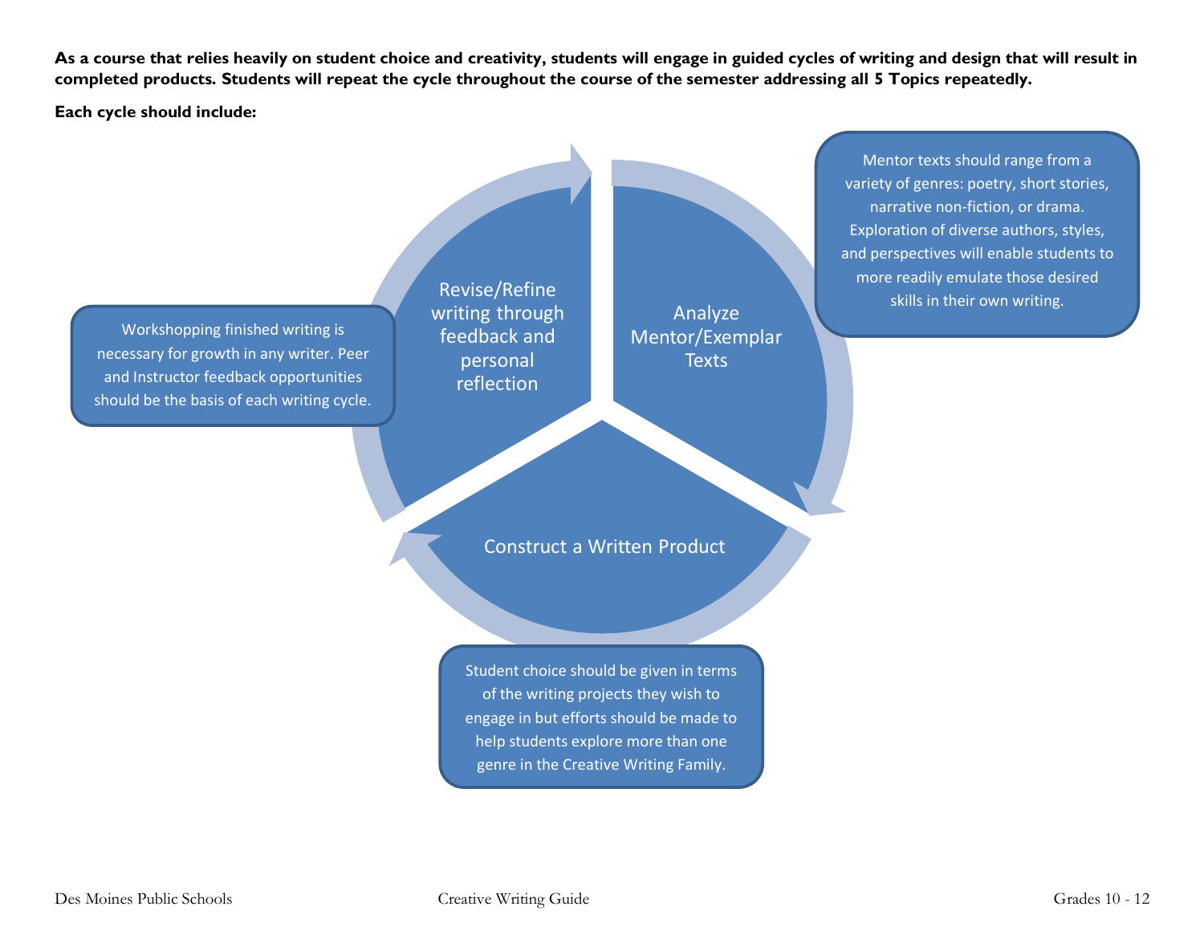**As a course that relies heavily on student choice and creativity, students will engage in guided cycles of writing and design that will result in completed products. Students will repeat the cycle throughout the course of the semester addressing all 5 Topics repeatedly.**

**Each cycle should include:**

Analyze Mentor/Exemplar Texts

Mentor texts should range from a variety of genres: poetry, short stories, narrative non-fiction, or drama. Exploration of diverse authors, styles, and perspectives will enable students to more readily emulate those desired skills in their own writing.

Construct a Written Product

Student choice should be given in terms of the writing projects they wish to engage in but efforts should be made to help students explore more than one genre in the Creative Writing Family.

Revise/Refine writing through feedback and personal reflection

Workshopping finished writing is necessary for growth in any writer. Peer and Instructor feedback opportunities should be the basis of each writing cycle.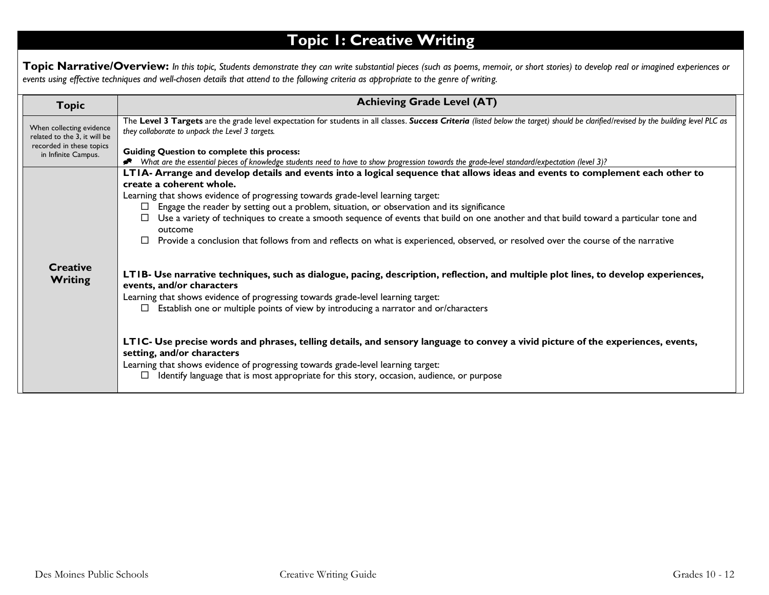# Topic 1: Creative Writing

**Topic Narrative/Overview:** *In this topic, Students demonstrate they can write substantial pieces (such as poems, memoir, or short stories) to develop real or imagined experiences or events using effective techniques and well-chosen details that attend to the following criteria as appropriate to the genre of writing.*

| Topic | Achieving Grade Level (AT) |
| --- | --- |
| When collecting evidence related to the 3, it will be recorded in these topics in Infinite Campus. | The **Level 3 Targets** are the grade level expectation for students in all classes. ***Success Criteria*** *(listed below the target) should be clarified/revised by the building level PLC as they collaborate to unpack the Level 3 targets.*<br><br>**Guiding Question to complete this process:**<br>*What are the essential pieces of knowledge students need to have to show progression towards the grade-level standard/expectation (level 3)?* |
| **Creative Writing** | **LT1A- Arrange and develop details and events into a logical sequence that allows ideas and events to complement each other to create a coherent whole.**<br>Learning that shows evidence of progressing towards grade-level learning target:<br>☐ Engage the reader by setting out a problem, situation, or observation and its significance<br>☐ Use a variety of techniques to create a smooth sequence of events that build on one another and that build toward a particular tone and outcome<br>☐ Provide a conclusion that follows from and reflects on what is experienced, observed, or resolved over the course of the narrative<br><br>**LT1B- Use narrative techniques, such as dialogue, pacing, description, reflection, and multiple plot lines, to develop experiences, events, and/or characters**<br>Learning that shows evidence of progressing towards grade-level learning target:<br>☐ Establish one or multiple points of view by introducing a narrator and or/characters<br><br>**LT1C- Use precise words and phrases, telling details, and sensory language to convey a vivid picture of the experiences, events, setting, and/or characters**<br>Learning that shows evidence of progressing towards grade-level learning target:<br>☐ Identify language that is most appropriate for this story, occasion, audience, or purpose |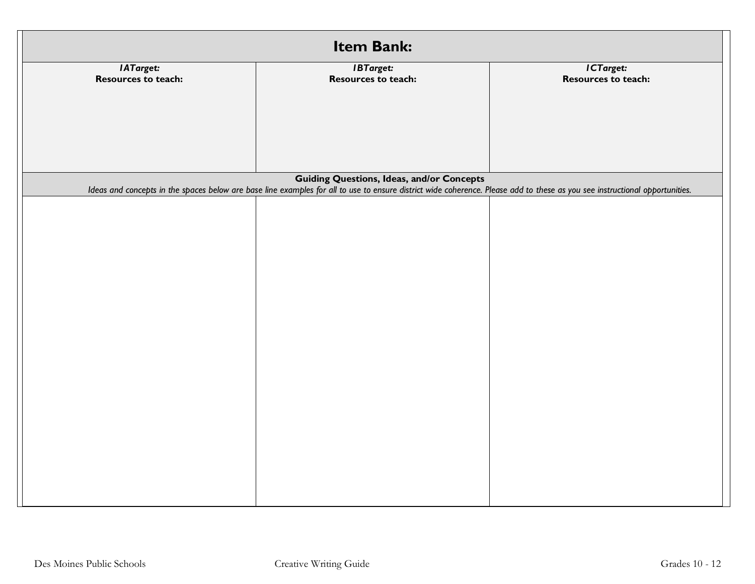| Item Bank: | | |
|---|---|---|
| ***1ATarget:***<br>**Resources to teach:** | ***1BTarget:***<br>**Resources to teach:** | ***1CTarget:***<br>**Resources to teach:** |
| **Guiding Questions, Ideas, and/or Concepts**<br>*Ideas and concepts in the spaces below are base line examples for all to use to ensure district wide coherence. Please add to these as you see instructional opportunities.* | | |
| | | |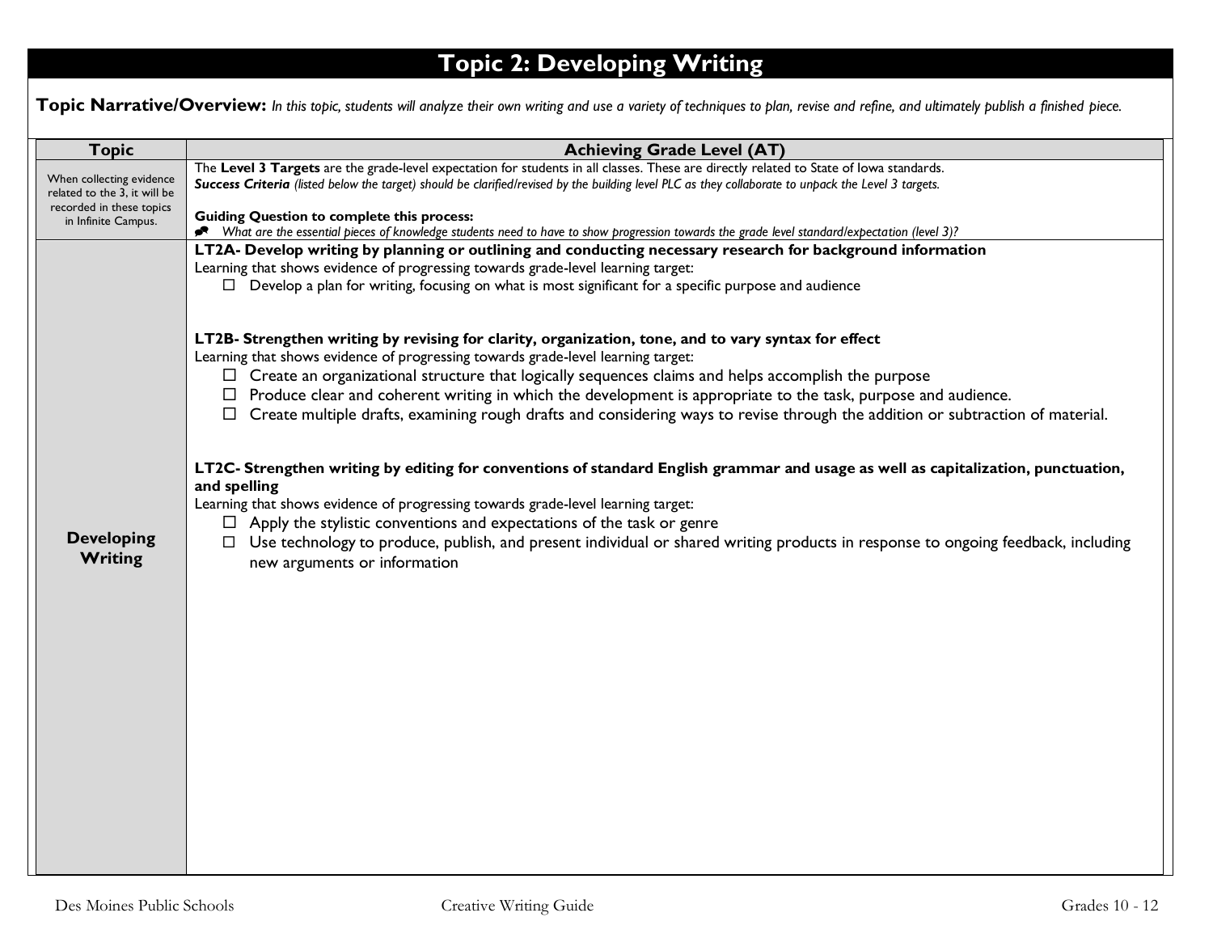# Topic 2: Developing Writing

**Topic Narrative/Overview:** *In this topic, students will analyze their own writing and use a variety of techniques to plan, revise and refine, and ultimately publish a finished piece.*

| Topic | Achieving Grade Level (AT) |
|---|---|
| When collecting evidence related to the 3, it will be recorded in these topics in Infinite Campus. | The **Level 3 Targets** are the grade-level expectation for students in all classes. These are directly related to State of Iowa standards.<br>***Success Criteria*** *(listed below the target) should be clarified/revised by the building level PLC as they collaborate to unpack the Level 3 targets.*<br><br>**Guiding Question to complete this process:**<br>*What are the essential pieces of knowledge students need to have to show progression towards the grade level standard/expectation (level 3)?* |
| **Developing Writing** | **LT2A- Develop writing by planning or outlining and conducting necessary research for background information**<br>Learning that shows evidence of progressing towards grade-level learning target:<br>☐ Develop a plan for writing, focusing on what is most significant for a specific purpose and audience<br><br>**LT2B- Strengthen writing by revising for clarity, organization, tone, and to vary syntax for effect**<br>Learning that shows evidence of progressing towards grade-level learning target:<br>☐ Create an organizational structure that logically sequences claims and helps accomplish the purpose<br>☐ Produce clear and coherent writing in which the development is appropriate to the task, purpose and audience.<br>☐ Create multiple drafts, examining rough drafts and considering ways to revise through the addition or subtraction of material.<br><br>**LT2C- Strengthen writing by editing for conventions of standard English grammar and usage as well as capitalization, punctuation, and spelling**<br>Learning that shows evidence of progressing towards grade-level learning target:<br>☐ Apply the stylistic conventions and expectations of the task or genre<br>☐ Use technology to produce, publish, and present individual or shared writing products in response to ongoing feedback, including new arguments or information |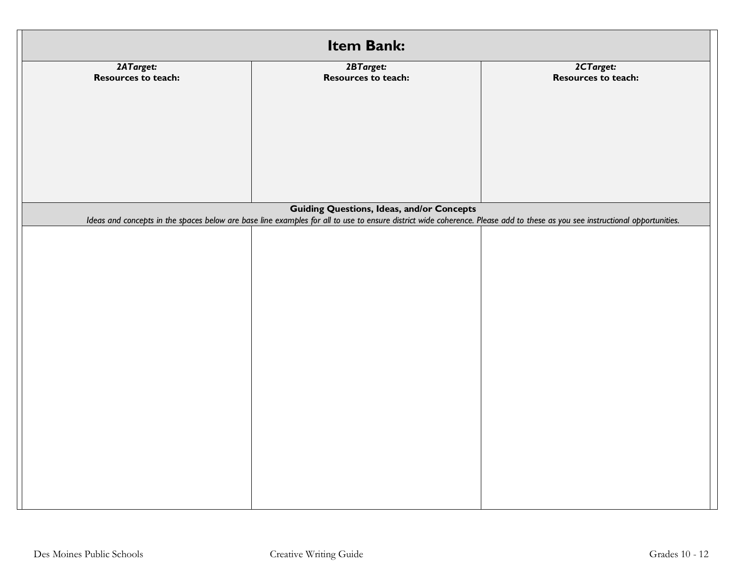# Item Bank:

| ***2ATarget:*** **Resources to teach:** | ***2BTarget:*** **Resources to teach:** | ***2CTarget:*** **Resources to teach:** |
| --- | --- | --- |
| | | |

**Guiding Questions, Ideas, and/or Concepts**

*Ideas and concepts in the spaces below are base line examples for all to use to ensure district wide coherence. Please add to these as you see instructional opportunities.*

| | | |
| --- | --- | --- |
| | | |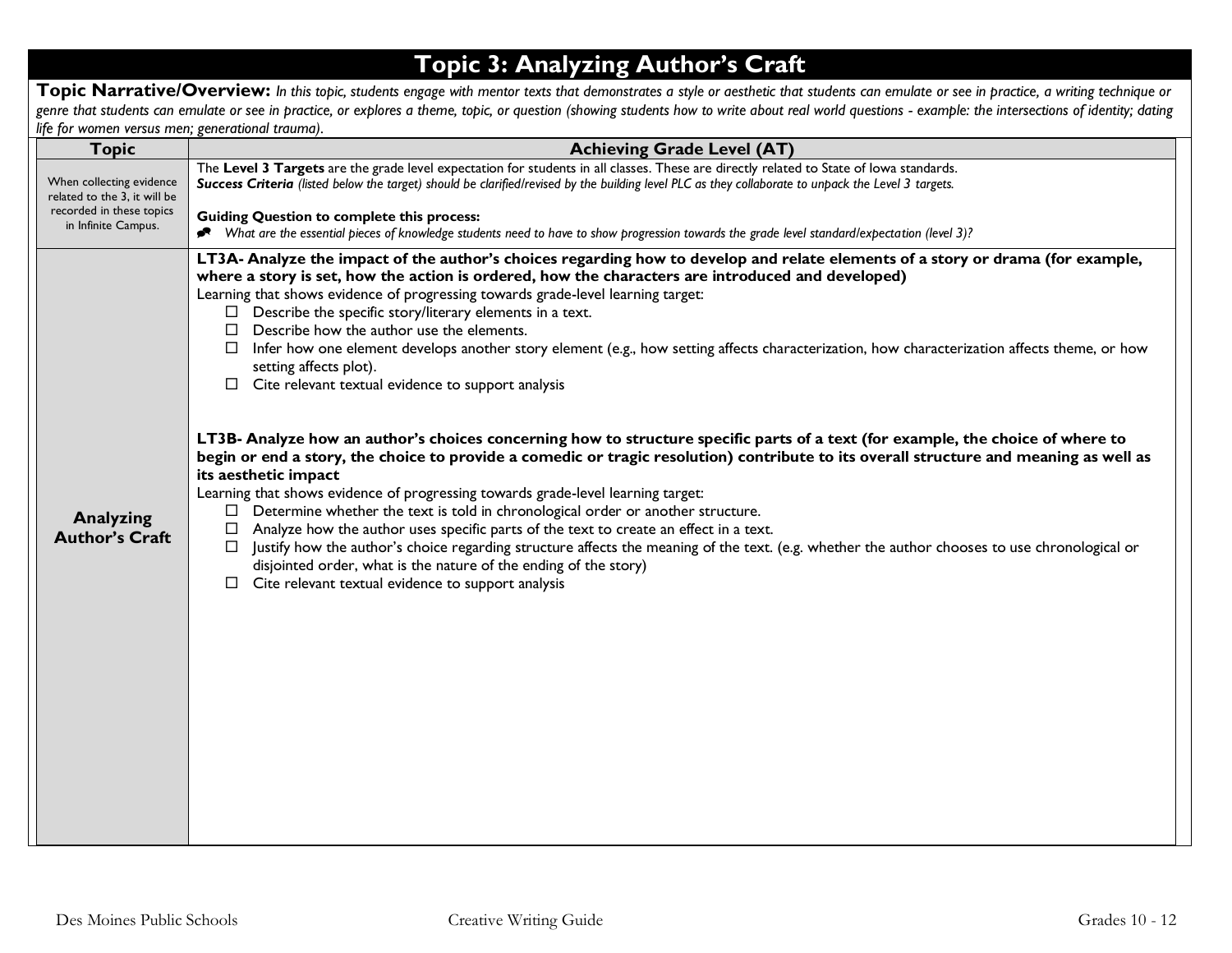# Topic 3: Analyzing Author's Craft

**Topic Narrative/Overview:** *In this topic, students engage with mentor texts that demonstrates a style or aesthetic that students can emulate or see in practice, a writing technique or genre that students can emulate or see in practice, or explores a theme, topic, or question (showing students how to write about real world questions - example: the intersections of identity; dating life for women versus men; generational trauma).*

| Topic | Achieving Grade Level (AT) |
|---|---|
| When collecting evidence related to the 3, it will be recorded in these topics in Infinite Campus. | The **Level 3 Targets** are the grade level expectation for students in all classes. These are directly related to State of Iowa standards.<br>***Success Criteria*** *(listed below the target) should be clarified/revised by the building level PLC as they collaborate to unpack the Level 3 targets.*<br><br>**Guiding Question to complete this process:**<br>*What are the essential pieces of knowledge students need to have to show progression towards the grade level standard/expectation (level 3)?* |
| **Analyzing Author's Craft** | **LT3A- Analyze the impact of the author's choices regarding how to develop and relate elements of a story or drama (for example, where a story is set, how the action is ordered, how the characters are introduced and developed)**<br>Learning that shows evidence of progressing towards grade-level learning target:<br>☐ Describe the specific story/literary elements in a text.<br>☐ Describe how the author use the elements.<br>☐ Infer how one element develops another story element (e.g., how setting affects characterization, how characterization affects theme, or how setting affects plot).<br>☐ Cite relevant textual evidence to support analysis<br><br>**LT3B- Analyze how an author's choices concerning how to structure specific parts of a text (for example, the choice of where to begin or end a story, the choice to provide a comedic or tragic resolution) contribute to its overall structure and meaning as well as its aesthetic impact**<br>Learning that shows evidence of progressing towards grade-level learning target:<br>☐ Determine whether the text is told in chronological order or another structure.<br>☐ Analyze how the author uses specific parts of the text to create an effect in a text.<br>☐ Justify how the author's choice regarding structure affects the meaning of the text. (e.g. whether the author chooses to use chronological or disjointed order, what is the nature of the ending of the story)<br>☐ Cite relevant textual evidence to support analysis |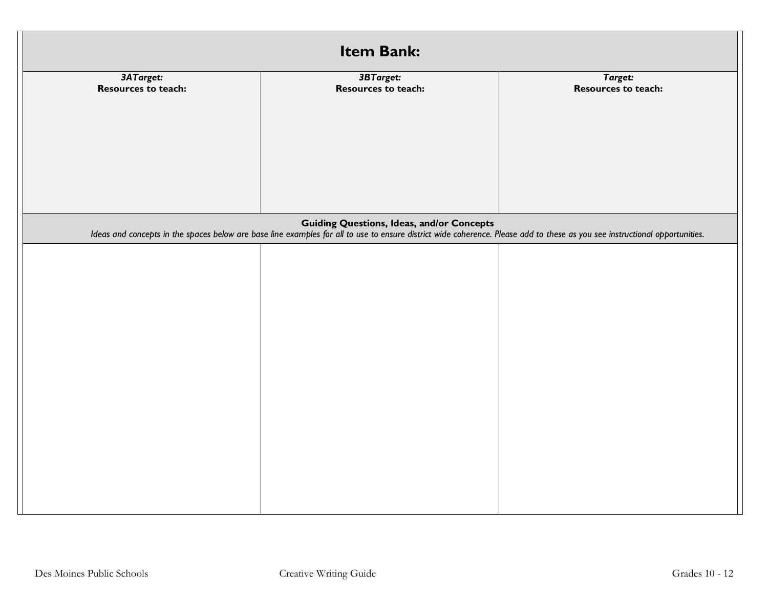| Item Bank: | | |
|---|---|---|
| ***3ATarget:***<br>**Resources to teach:** | ***3BTarget:***<br>**Resources to teach:** | ***Target:***<br>**Resources to teach:** |
| **Guiding Questions, Ideas, and/or Concepts**<br>*Ideas and concepts in the spaces below are base line examples for all to use to ensure district wide coherence. Please add to these as you see instructional opportunities.* | | |
| | | |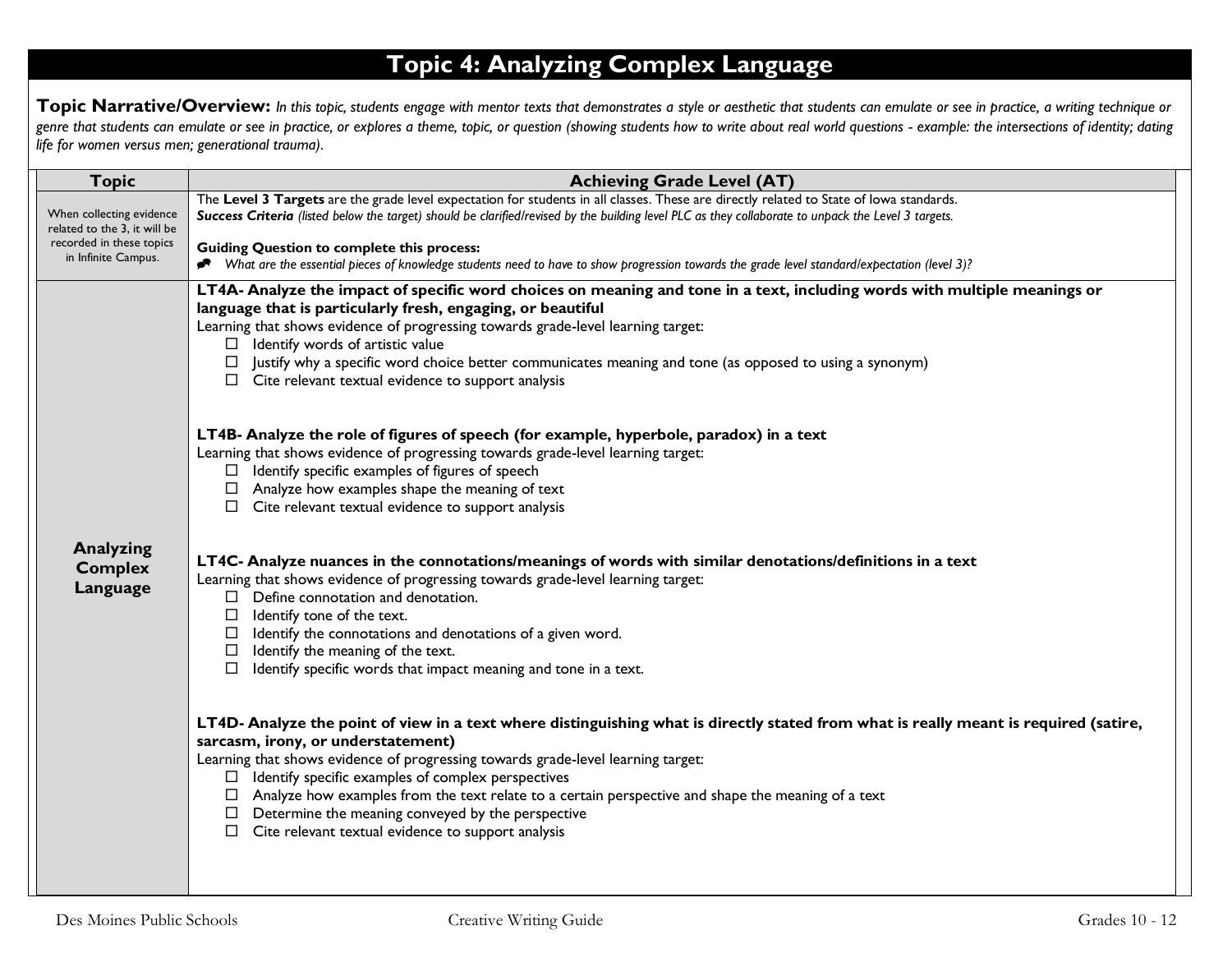# Topic 4: Analyzing Complex Language

**Topic Narrative/Overview:** *In this topic, students engage with mentor texts that demonstrates a style or aesthetic that students can emulate or see in practice, a writing technique or genre that students can emulate or see in practice, or explores a theme, topic, or question (showing students how to write about real world questions - example: the intersections of identity; dating life for women versus men; generational trauma).*

| Topic | Achieving Grade Level (AT) |
|---|---|
| When collecting evidence related to the 3, it will be recorded in these topics in Infinite Campus. | The **Level 3 Targets** are the grade level expectation for students in all classes. These are directly related to State of Iowa standards.<br>***Success Criteria*** *(listed below the target) should be clarified/revised by the building level PLC as they collaborate to unpack the Level 3 targets.*<br><br>**Guiding Question to complete this process:**<br>*What are the essential pieces of knowledge students need to have to show progression towards the grade level standard/expectation (level 3)?* |
| **Analyzing Complex Language** | **LT4A- Analyze the impact of specific word choices on meaning and tone in a text, including words with multiple meanings or language that is particularly fresh, engaging, or beautiful**<br>Learning that shows evidence of progressing towards grade-level learning target:<br>☐ Identify words of artistic value<br>☐ Justify why a specific word choice better communicates meaning and tone (as opposed to using a synonym)<br>☐ Cite relevant textual evidence to support analysis<br><br>**LT4B- Analyze the role of figures of speech (for example, hyperbole, paradox) in a text**<br>Learning that shows evidence of progressing towards grade-level learning target:<br>☐ Identify specific examples of figures of speech<br>☐ Analyze how examples shape the meaning of text<br>☐ Cite relevant textual evidence to support analysis<br><br>**LT4C- Analyze nuances in the connotations/meanings of words with similar denotations/definitions in a text**<br>Learning that shows evidence of progressing towards grade-level learning target:<br>☐ Define connotation and denotation.<br>☐ Identify tone of the text.<br>☐ Identify the connotations and denotations of a given word.<br>☐ Identify the meaning of the text.<br>☐ Identify specific words that impact meaning and tone in a text.<br><br>**LT4D- Analyze the point of view in a text where distinguishing what is directly stated from what is really meant is required (satire, sarcasm, irony, or understatement)**<br>Learning that shows evidence of progressing towards grade-level learning target:<br>☐ Identify specific examples of complex perspectives<br>☐ Analyze how examples from the text relate to a certain perspective and shape the meaning of a text<br>☐ Determine the meaning conveyed by the perspective<br>☐ Cite relevant textual evidence to support analysis |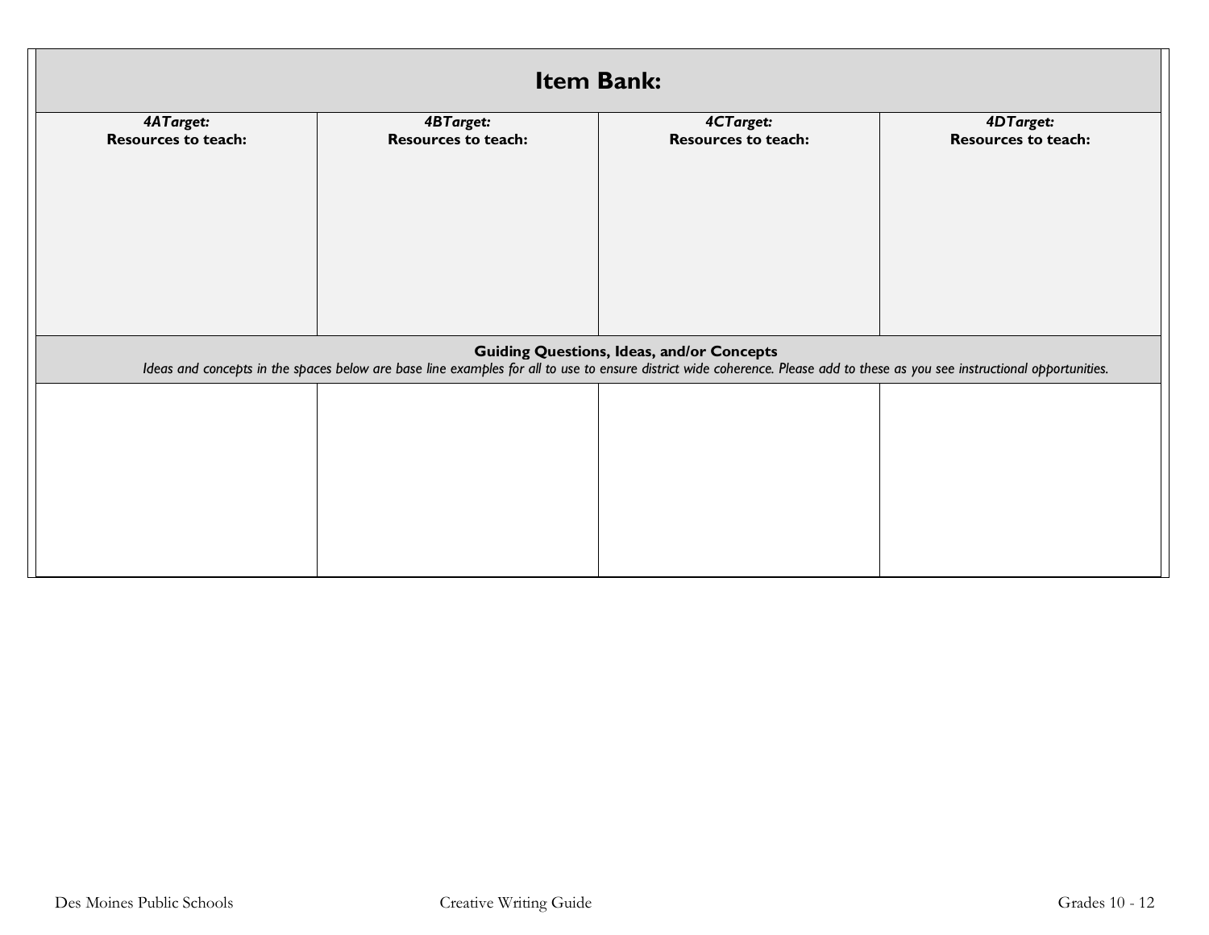| Item Bank: | | | |
|---|---|---|---|
| ***4ATarget:*** **Resources to teach:** | ***4BTarget:*** **Resources to teach:** | ***4CTarget:*** **Resources to teach:** | ***4DTarget:*** **Resources to teach:** |
| **Guiding Questions, Ideas, and/or Concepts** *Ideas and concepts in the spaces below are base line examples for all to use to ensure district wide coherence. Please add to these as you see instructional opportunities.* | | | |
| | | | |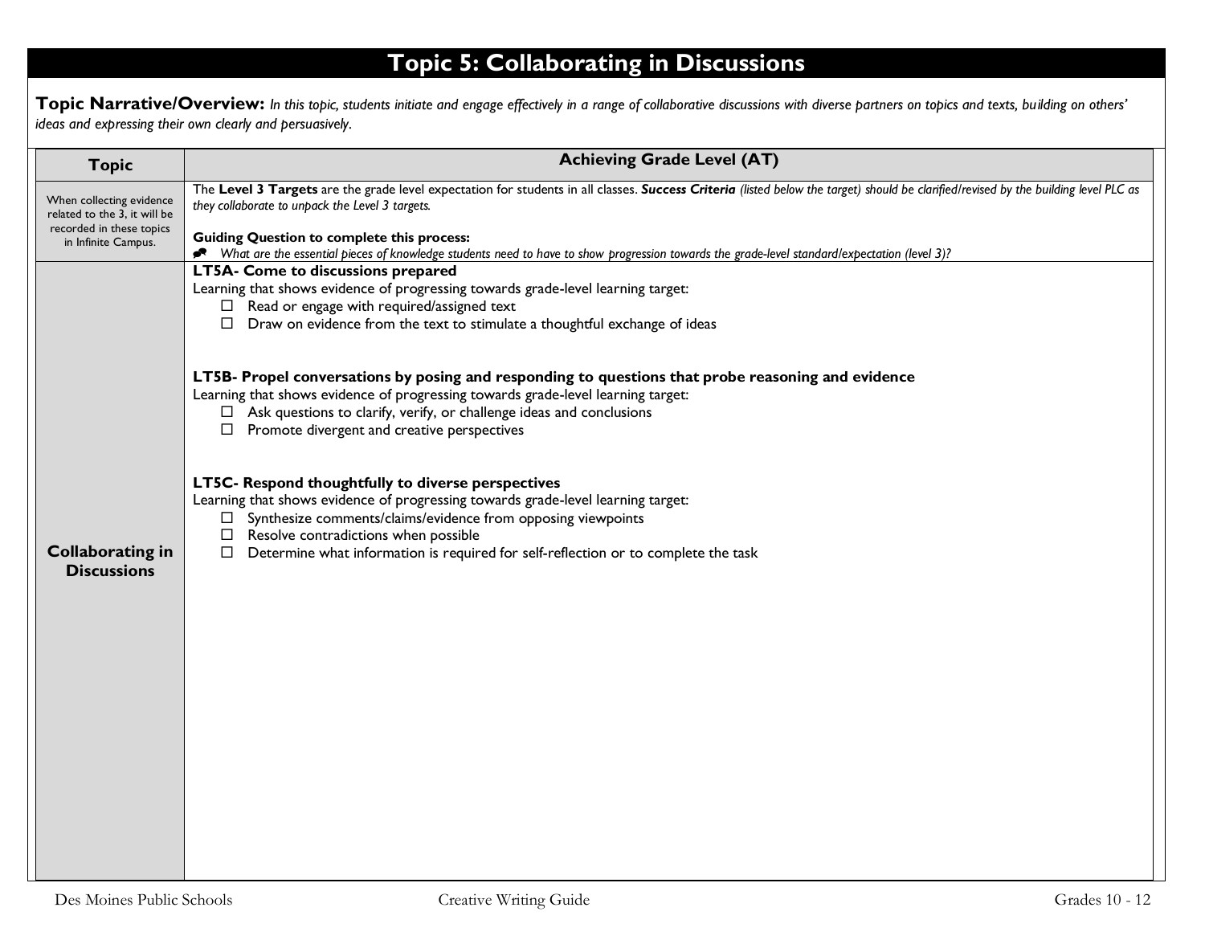# Topic 5: Collaborating in Discussions

**Topic Narrative/Overview:** *In this topic, students initiate and engage effectively in a range of collaborative discussions with diverse partners on topics and texts, building on others' ideas and expressing their own clearly and persuasively.*

| Topic | Achieving Grade Level (AT) |
|---|---|
| When collecting evidence related to the 3, it will be recorded in these topics in Infinite Campus. | The **Level 3 Targets** are the grade level expectation for students in all classes. ***Success Criteria*** *(listed below the target) should be clarified/revised by the building level PLC as they collaborate to unpack the Level 3 targets.*<br><br>**Guiding Question to complete this process:**<br>*What are the essential pieces of knowledge students need to have to show progression towards the grade-level standard/expectation (level 3)?* |
| **Collaborating in Discussions** | **LT5A- Come to discussions prepared**<br>Learning that shows evidence of progressing towards grade-level learning target:<br>☐ Read or engage with required/assigned text<br>☐ Draw on evidence from the text to stimulate a thoughtful exchange of ideas<br><br>**LT5B- Propel conversations by posing and responding to questions that probe reasoning and evidence**<br>Learning that shows evidence of progressing towards grade-level learning target:<br>☐ Ask questions to clarify, verify, or challenge ideas and conclusions<br>☐ Promote divergent and creative perspectives<br><br>**LT5C- Respond thoughtfully to diverse perspectives**<br>Learning that shows evidence of progressing towards grade-level learning target:<br>☐ Synthesize comments/claims/evidence from opposing viewpoints<br>☐ Resolve contradictions when possible<br>☐ Determine what information is required for self-reflection or to complete the task |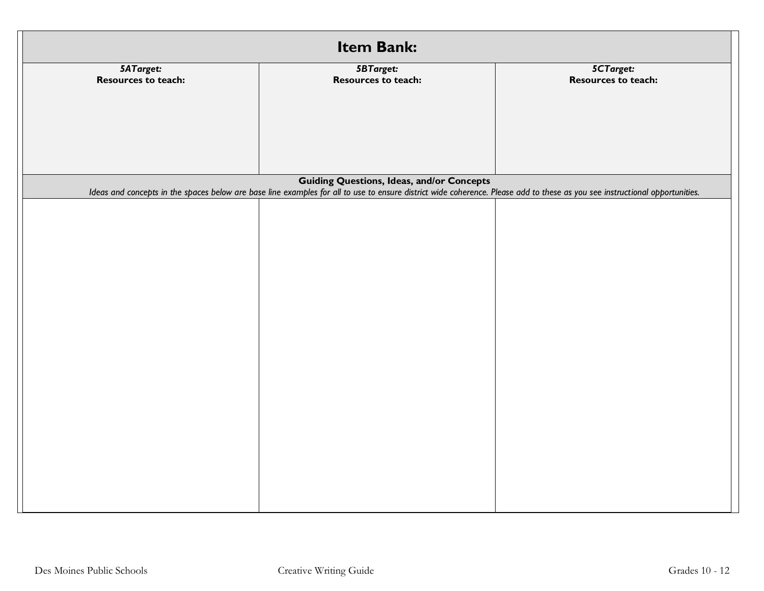## Item Bank:

| *5ATarget:*<br>**Resources to teach:** | *5BTarget:*<br>**Resources to teach:** | *5CTarget:*<br>**Resources to teach:** |
|---|---|---|
| **Guiding Questions, Ideas, and/or Concepts**<br>*Ideas and concepts in the spaces below are base line examples for all to use to ensure district wide coherence. Please add to these as you see instructional opportunities.* | | |
| | | |